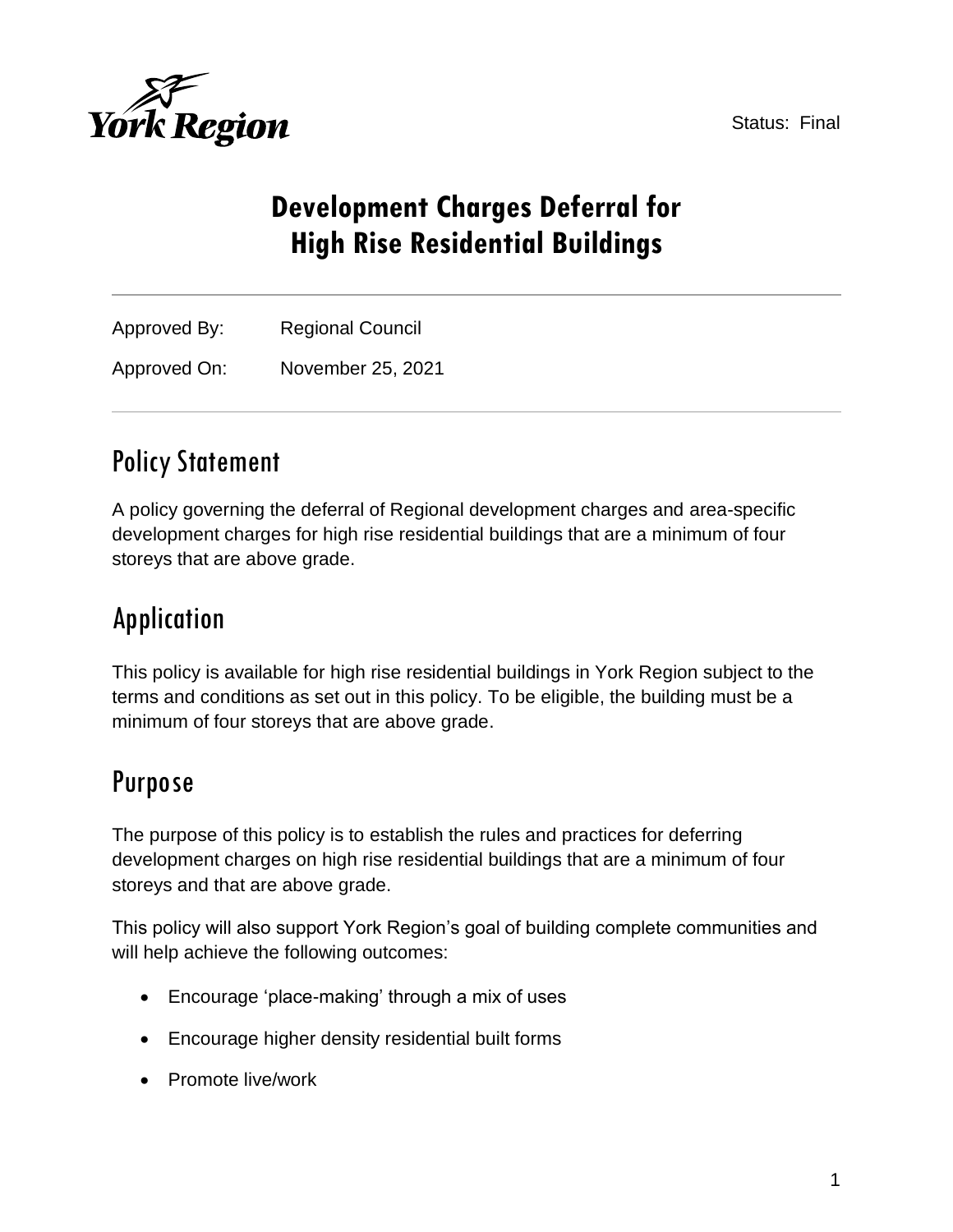Status: Final

# Development Charges Deferral for High Rise Residential Buildings

Approved By: Regional Council

Approved On: November 25, 2021

## Policy Statement

A policy governing the deferral of Regional development charges and area-specific development charges for high rise residential buildings that are a minimum of four storeys that are above grade.

## Application

This policy is available for high rise residential buildings in York Region subject to the terms and conditions as set out in this policy. To be eligible, the building must be a minimum of four storeys that are above grade.

## Purpose

The purpose of this policy is to establish the rules and practices for deferring development charges on high rise residential buildings that are a minimum of four storeys and that are above grade.

This policy will also support York Region's goal of building complete communities and will help achieve the following outcomes:

- Encourage 'place-making' through a mix of uses
- Encourage higher density residential built forms
- Promote live/work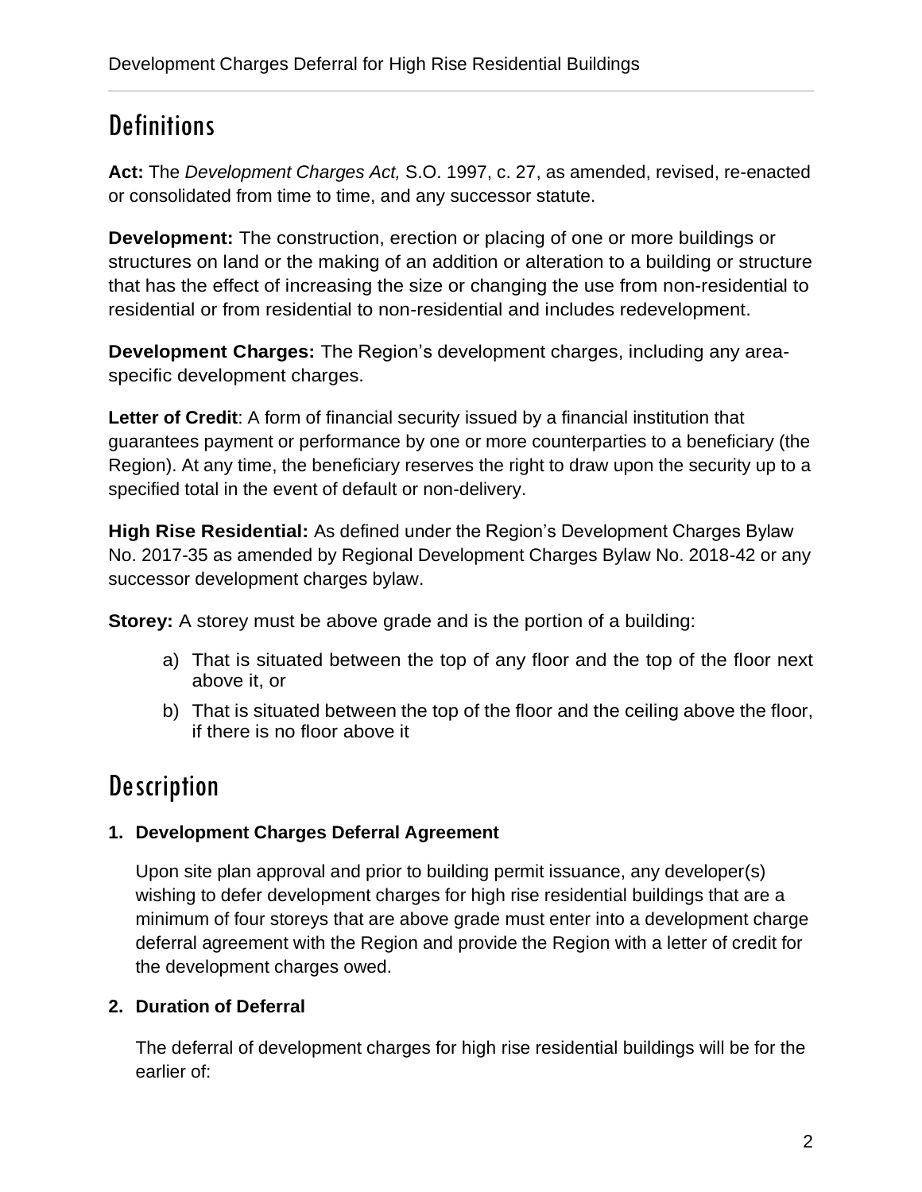# Definitions

**Act:** The *Development Charges Act,* S.O. 1997, c. 27, as amended, revised, re-enacted or consolidated from time to time, and any successor statute.

**Development:** The construction, erection or placing of one or more buildings or structures on land or the making of an addition or alteration to a building or structure that has the effect of increasing the size or changing the use from non-residential to residential or from residential to non-residential and includes redevelopment.

**Development Charges:** The Region's development charges, including any area-specific development charges.

**Letter of Credit**: A form of financial security issued by a financial institution that guarantees payment or performance by one or more counterparties to a beneficiary (the Region). At any time, the beneficiary reserves the right to draw upon the security up to a specified total in the event of default or non-delivery.

**High Rise Residential:** As defined under the Region's Development Charges Bylaw No. 2017-35 as amended by Regional Development Charges Bylaw No. 2018-42 or any successor development charges bylaw.

**Storey:** A storey must be above grade and is the portion of a building:

a) That is situated between the top of any floor and the top of the floor next above it, or
b) That is situated between the top of the floor and the ceiling above the floor, if there is no floor above it

# Description

### 1. Development Charges Deferral Agreement

Upon site plan approval and prior to building permit issuance, any developer(s) wishing to defer development charges for high rise residential buildings that are a minimum of four storeys that are above grade must enter into a development charge deferral agreement with the Region and provide the Region with a letter of credit for the development charges owed.

### 2. Duration of Deferral

The deferral of development charges for high rise residential buildings will be for the earlier of: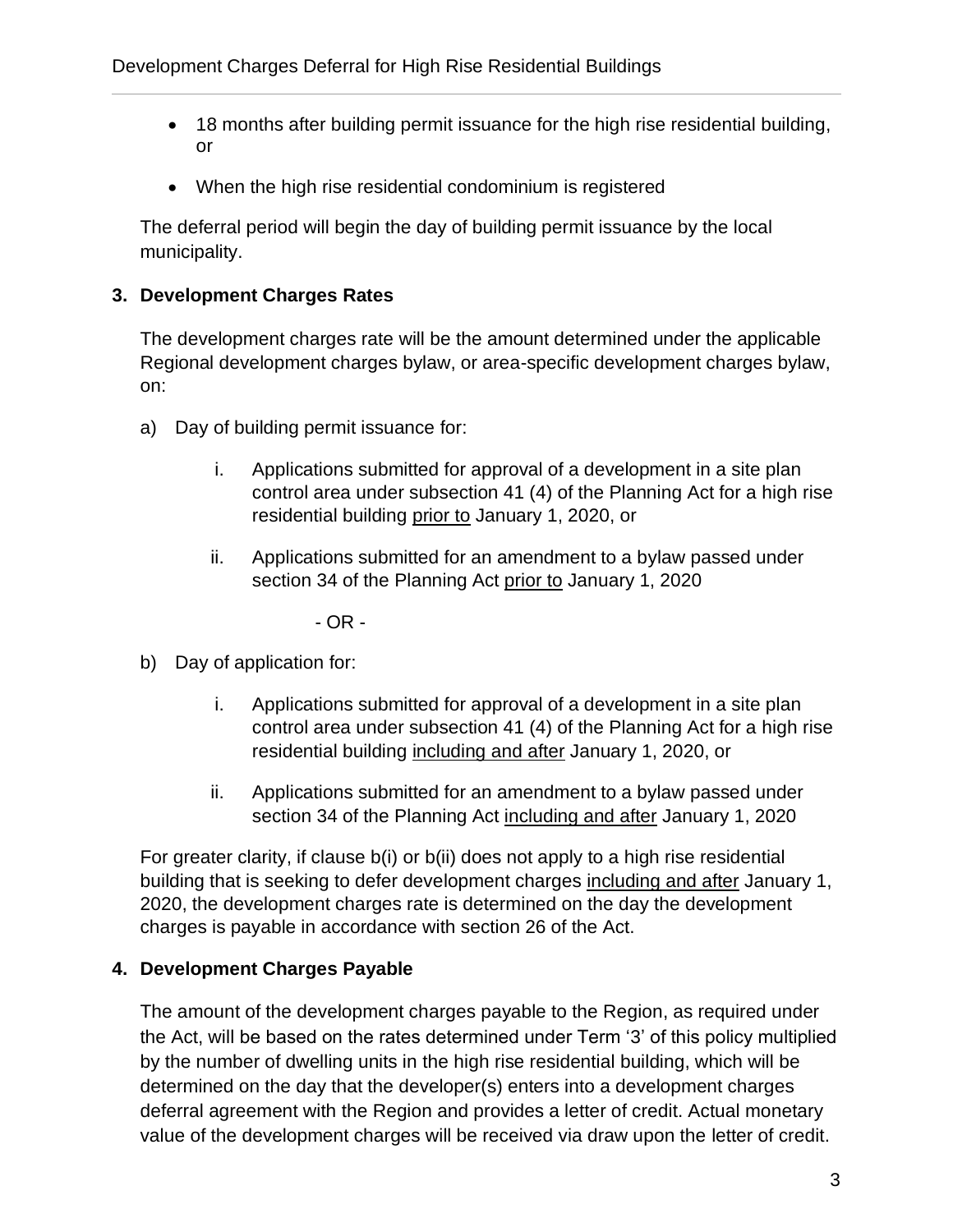- 18 months after building permit issuance for the high rise residential building, or
- When the high rise residential condominium is registered

The deferral period will begin the day of building permit issuance by the local municipality.

## 3. Development Charges Rates

The development charges rate will be the amount determined under the applicable Regional development charges bylaw, or area-specific development charges bylaw, on:

a) Day of building permit issuance for:

   i. Applications submitted for approval of a development in a site plan control area under subsection 41 (4) of the Planning Act for a high rise residential building <u>prior to</u> January 1, 2020, or

   ii. Applications submitted for an amendment to a bylaw passed under section 34 of the Planning Act <u>prior to</u> January 1, 2020

- OR -

b) Day of application for:

   i. Applications submitted for approval of a development in a site plan control area under subsection 41 (4) of the Planning Act for a high rise residential building <u>including and after</u> January 1, 2020, or

   ii. Applications submitted for an amendment to a bylaw passed under section 34 of the Planning Act <u>including and after</u> January 1, 2020

For greater clarity, if clause b(i) or b(ii) does not apply to a high rise residential building that is seeking to defer development charges <u>including and after</u> January 1, 2020, the development charges rate is determined on the day the development charges is payable in accordance with section 26 of the Act.

## 4. Development Charges Payable

The amount of the development charges payable to the Region, as required under the Act, will be based on the rates determined under Term '3' of this policy multiplied by the number of dwelling units in the high rise residential building, which will be determined on the day that the developer(s) enters into a development charges deferral agreement with the Region and provides a letter of credit. Actual monetary value of the development charges will be received via draw upon the letter of credit.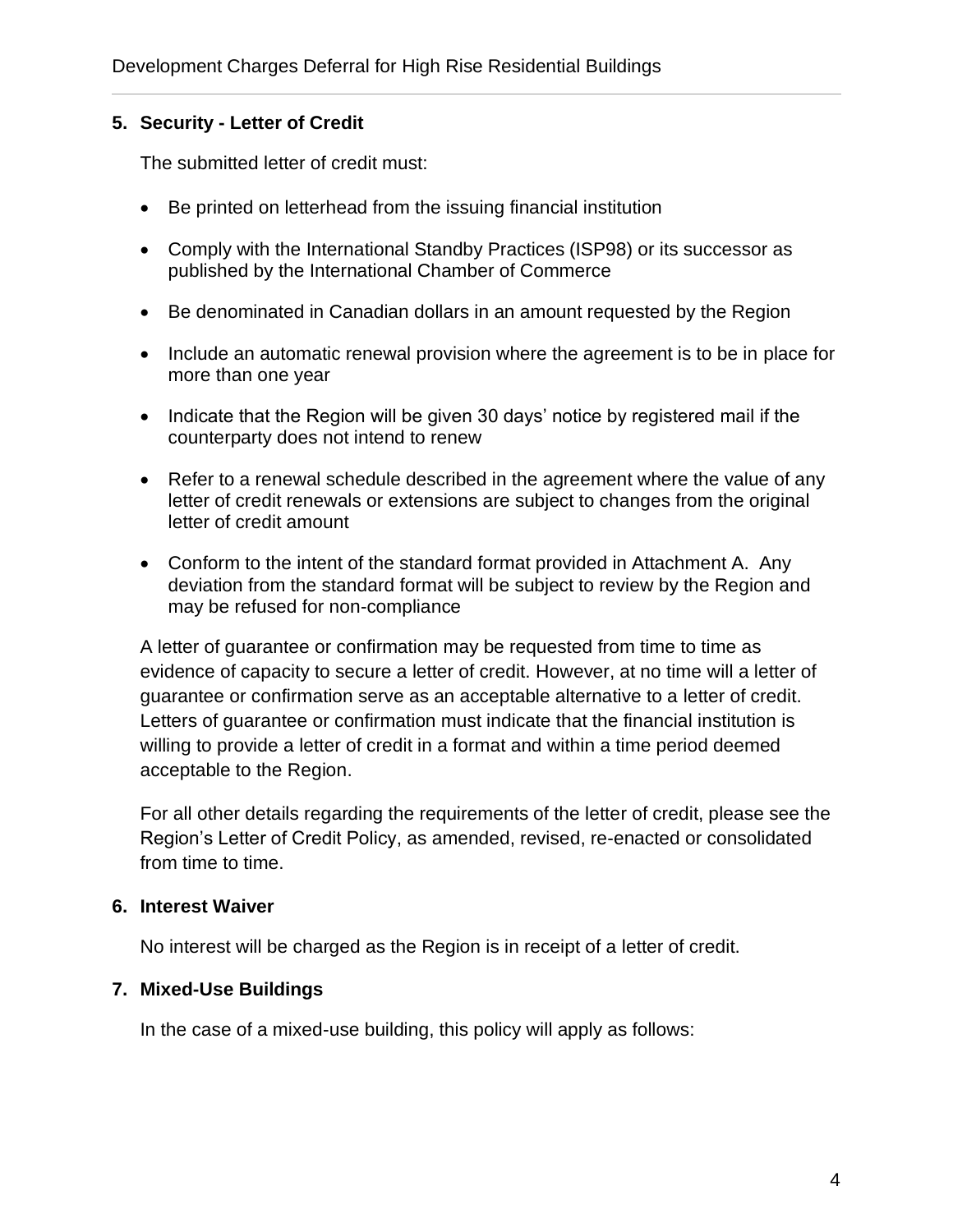## 5. Security - Letter of Credit

The submitted letter of credit must:

- Be printed on letterhead from the issuing financial institution
- Comply with the International Standby Practices (ISP98) or its successor as published by the International Chamber of Commerce
- Be denominated in Canadian dollars in an amount requested by the Region
- Include an automatic renewal provision where the agreement is to be in place for more than one year
- Indicate that the Region will be given 30 days' notice by registered mail if the counterparty does not intend to renew
- Refer to a renewal schedule described in the agreement where the value of any letter of credit renewals or extensions are subject to changes from the original letter of credit amount
- Conform to the intent of the standard format provided in Attachment A. Any deviation from the standard format will be subject to review by the Region and may be refused for non-compliance

A letter of guarantee or confirmation may be requested from time to time as evidence of capacity to secure a letter of credit. However, at no time will a letter of guarantee or confirmation serve as an acceptable alternative to a letter of credit. Letters of guarantee or confirmation must indicate that the financial institution is willing to provide a letter of credit in a format and within a time period deemed acceptable to the Region.

For all other details regarding the requirements of the letter of credit, please see the Region's Letter of Credit Policy, as amended, revised, re-enacted or consolidated from time to time.

## 6. Interest Waiver

No interest will be charged as the Region is in receipt of a letter of credit.

## 7. Mixed-Use Buildings

In the case of a mixed-use building, this policy will apply as follows: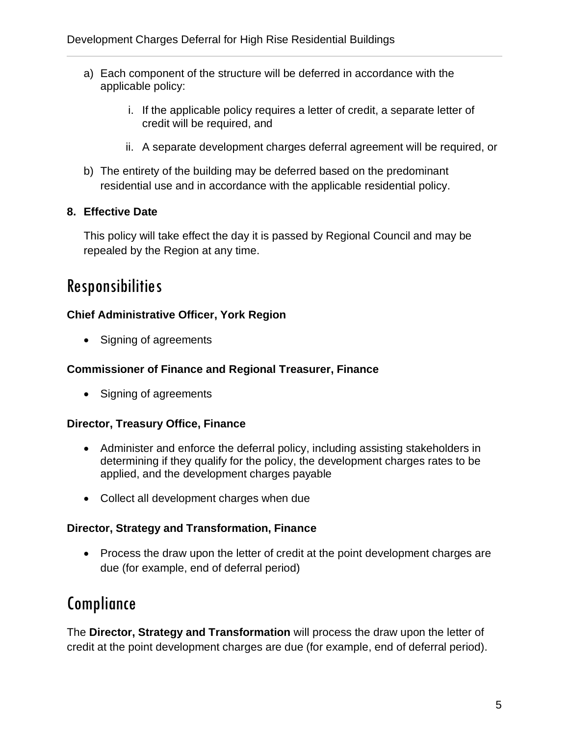a) Each component of the structure will be deferred in accordance with the applicable policy:

    i. If the applicable policy requires a letter of credit, a separate letter of credit will be required, and

    ii. A separate development charges deferral agreement will be required, or

b) The entirety of the building may be deferred based on the predominant residential use and in accordance with the applicable residential policy.

**8. Effective Date**

This policy will take effect the day it is passed by Regional Council and may be repealed by the Region at any time.

# Responsibilities

**Chief Administrative Officer, York Region**

- Signing of agreements

**Commissioner of Finance and Regional Treasurer, Finance**

- Signing of agreements

**Director, Treasury Office, Finance**

- Administer and enforce the deferral policy, including assisting stakeholders in determining if they qualify for the policy, the development charges rates to be applied, and the development charges payable
- Collect all development charges when due

**Director, Strategy and Transformation, Finance**

- Process the draw upon the letter of credit at the point development charges are due (for example, end of deferral period)

# Compliance

The **Director, Strategy and Transformation** will process the draw upon the letter of credit at the point development charges are due (for example, end of deferral period).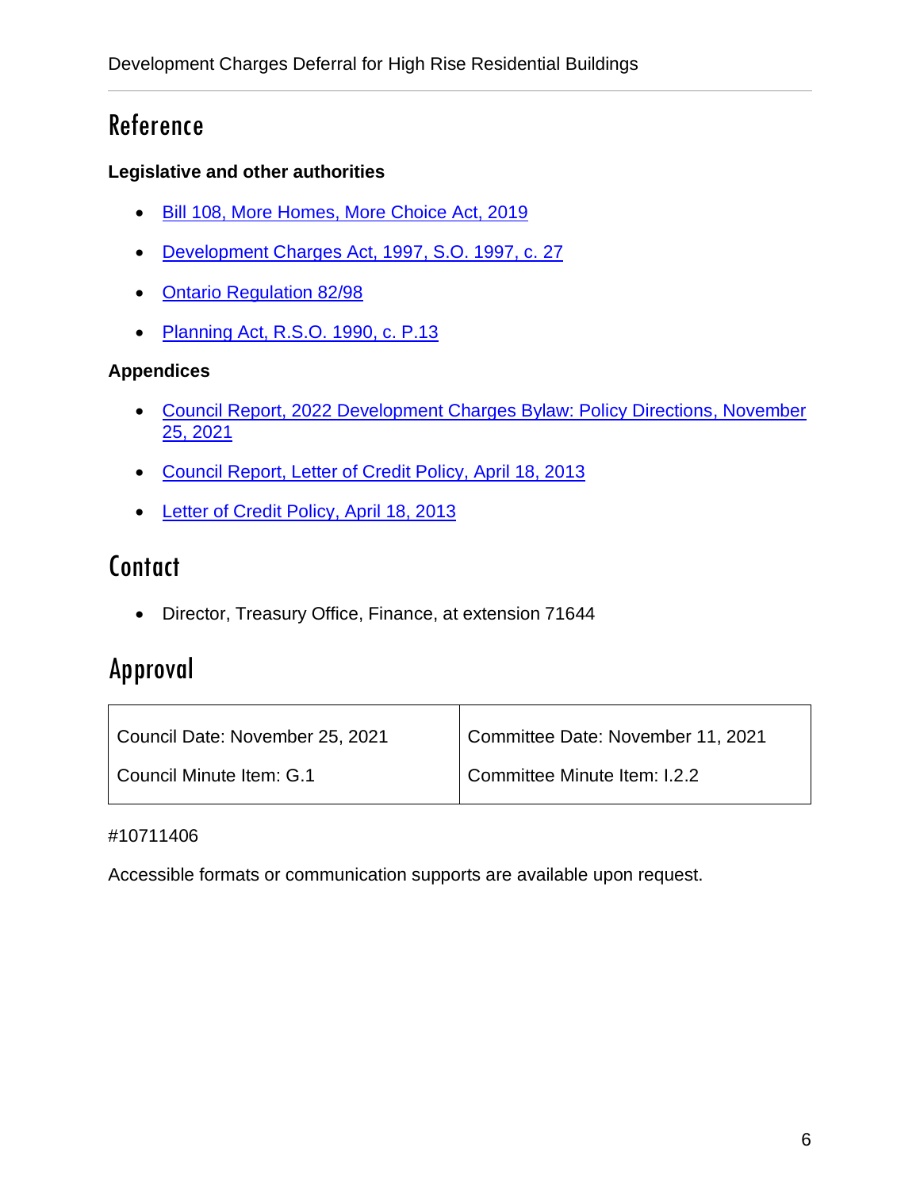## Reference

**Legislative and other authorities**

- Bill 108, More Homes, More Choice Act, 2019
- Development Charges Act, 1997, S.O. 1997, c. 27
- Ontario Regulation 82/98
- Planning Act, R.S.O. 1990, c. P.13

**Appendices**

- Council Report, 2022 Development Charges Bylaw: Policy Directions, November 25, 2021
- Council Report, Letter of Credit Policy, April 18, 2013
- Letter of Credit Policy, April 18, 2013

## Contact

- Director, Treasury Office, Finance, at extension 71644

## Approval

| Council Date: November 25, 2021 | Committee Date: November 11, 2021 |
|---|---|
| Council Minute Item: G.1 | Committee Minute Item: I.2.2 |

#10711406

Accessible formats or communication supports are available upon request.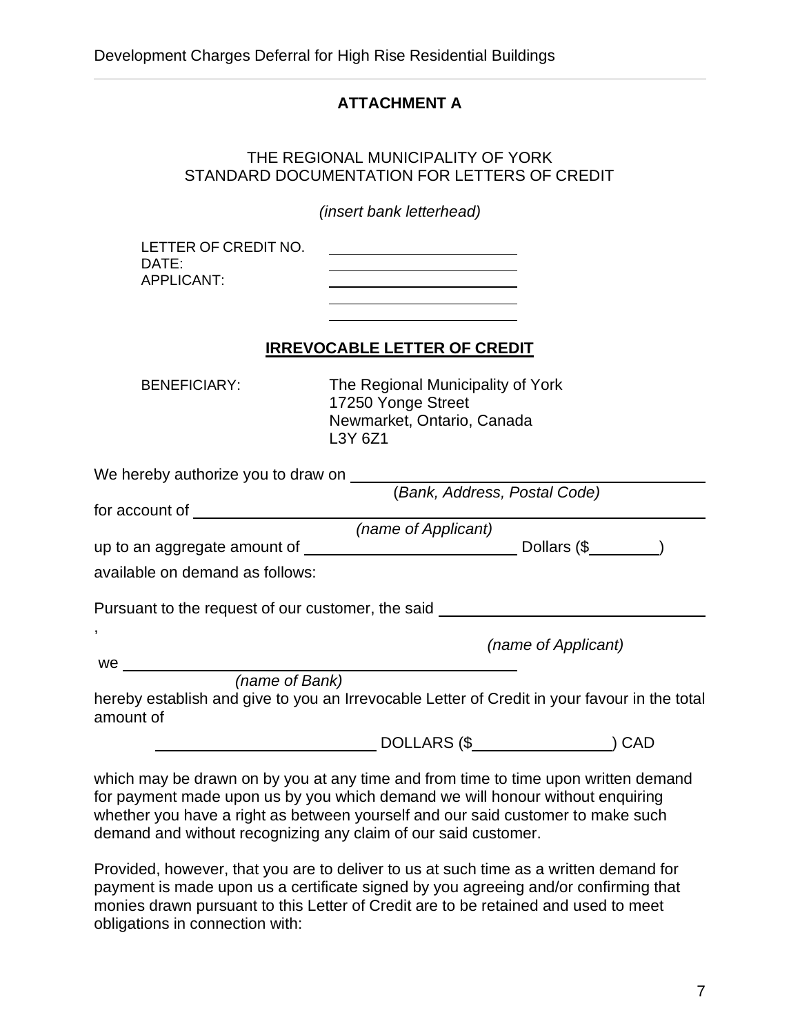## ATTACHMENT A

THE REGIONAL MUNICIPALITY OF YORK
STANDARD DOCUMENTATION FOR LETTERS OF CREDIT

*(insert bank letterhead)*

LETTER OF CREDIT NO. ______________________
DATE: ______________________
APPLICANT: ______________________
______________________
______________________

**IRREVOCABLE LETTER OF CREDIT**

BENEFICIARY: The Regional Municipality of York
17250 Yonge Street
Newmarket, Ontario, Canada
L3Y 6Z1

We hereby authorize you to draw on ______________________________________
(*Bank, Address, Postal Code)*

for account of ______________________________________________________
*(name of Applicant)*

up to an aggregate amount of ______________________ Dollars ($________)

available on demand as follows:

Pursuant to the request of our customer, the said ____________________________,
*(name of Applicant)*

we ______________________________________
*(name of Bank)*

hereby establish and give to you an Irrevocable Letter of Credit in your favour in the total amount of

______________________ DOLLARS ($________________) CAD

which may be drawn on by you at any time and from time to time upon written demand for payment made upon us by you which demand we will honour without enquiring whether you have a right as between yourself and our said customer to make such demand and without recognizing any claim of our said customer.

Provided, however, that you are to deliver to us at such time as a written demand for payment is made upon us a certificate signed by you agreeing and/or confirming that monies drawn pursuant to this Letter of Credit are to be retained and used to meet obligations in connection with: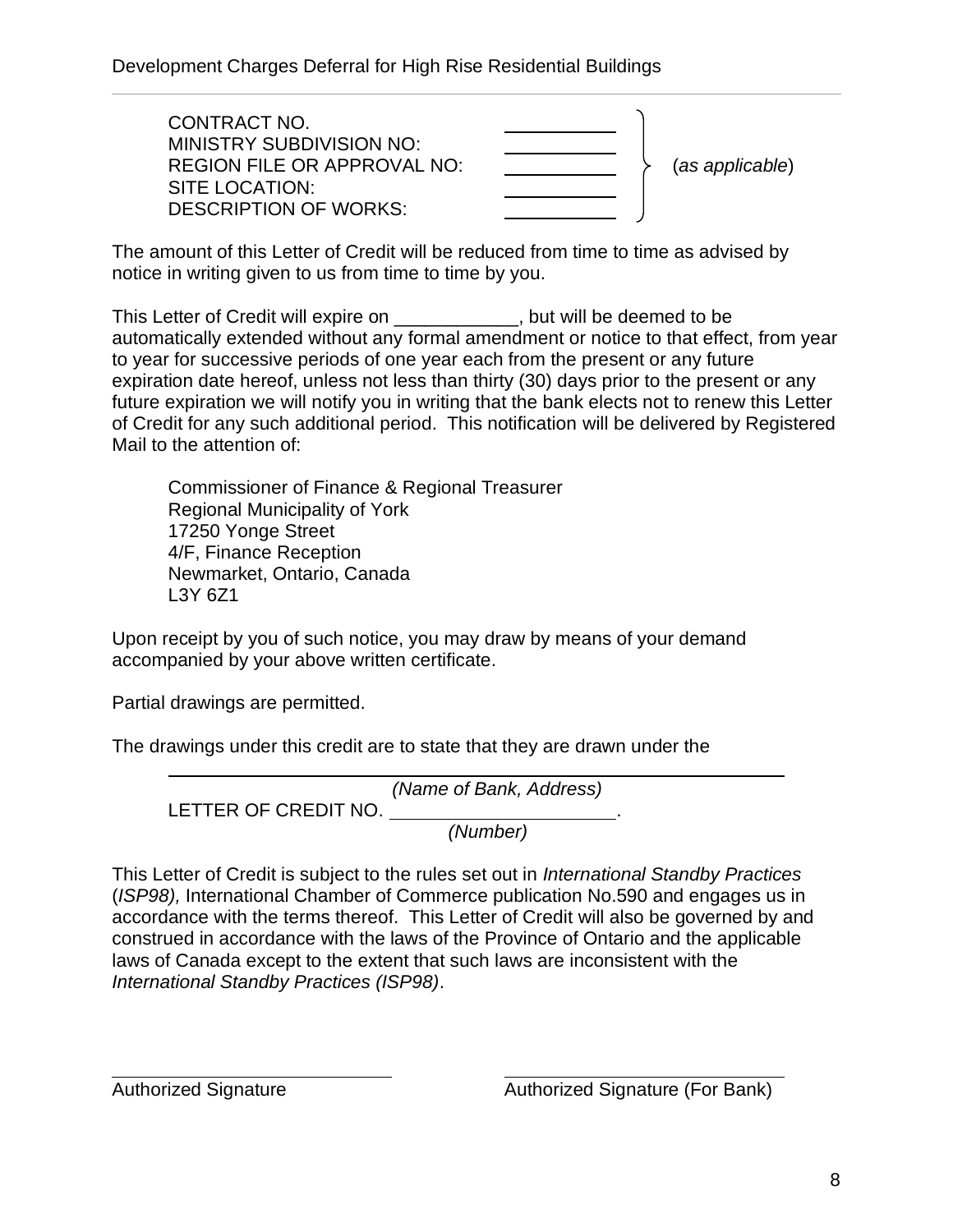CONTRACT NO. \_\_\_\_\_\_\_\_\_\_
MINISTRY SUBDIVISION NO: \_\_\_\_\_\_\_\_\_\_
REGION FILE OR APPROVAL NO: \_\_\_\_\_\_\_\_\_\_ (*as applicable*)
SITE LOCATION: \_\_\_\_\_\_\_\_\_\_
DESCRIPTION OF WORKS: \_\_\_\_\_\_\_\_\_\_

The amount of this Letter of Credit will be reduced from time to time as advised by notice in writing given to us from time to time by you.

This Letter of Credit will expire on \_\_\_\_\_\_\_\_\_\_\_\_, but will be deemed to be automatically extended without any formal amendment or notice to that effect, from year to year for successive periods of one year each from the present or any future expiration date hereof, unless not less than thirty (30) days prior to the present or any future expiration we will notify you in writing that the bank elects not to renew this Letter of Credit for any such additional period. This notification will be delivered by Registered Mail to the attention of:

Commissioner of Finance & Regional Treasurer
Regional Municipality of York
17250 Yonge Street
4/F, Finance Reception
Newmarket, Ontario, Canada
L3Y 6Z1

Upon receipt by you of such notice, you may draw by means of your demand accompanied by your above written certificate.

Partial drawings are permitted.

The drawings under this credit are to state that they are drawn under the

\_\_\_\_\_\_\_\_\_\_\_\_\_\_\_\_\_\_\_\_\_\_\_\_\_\_\_\_\_\_\_\_\_\_\_\_\_\_\_\_
*(Name of Bank, Address)*
LETTER OF CREDIT NO. \_\_\_\_\_\_\_\_\_\_\_\_\_\_\_\_\_\_\_\_.
*(Number)*

This Letter of Credit is subject to the rules set out in *International Standby Practices* (*ISP98),* International Chamber of Commerce publication No.590 and engages us in accordance with the terms thereof. This Letter of Credit will also be governed by and construed in accordance with the laws of the Province of Ontario and the applicable laws of Canada except to the extent that such laws are inconsistent with the *International Standby Practices (ISP98)*.

\_\_\_\_\_\_\_\_\_\_\_\_\_\_\_\_\_\_\_\_\_\_\_\_ \_\_\_\_\_\_\_\_\_\_\_\_\_\_\_\_\_\_\_\_\_\_\_\_
Authorized Signature Authorized Signature (For Bank)